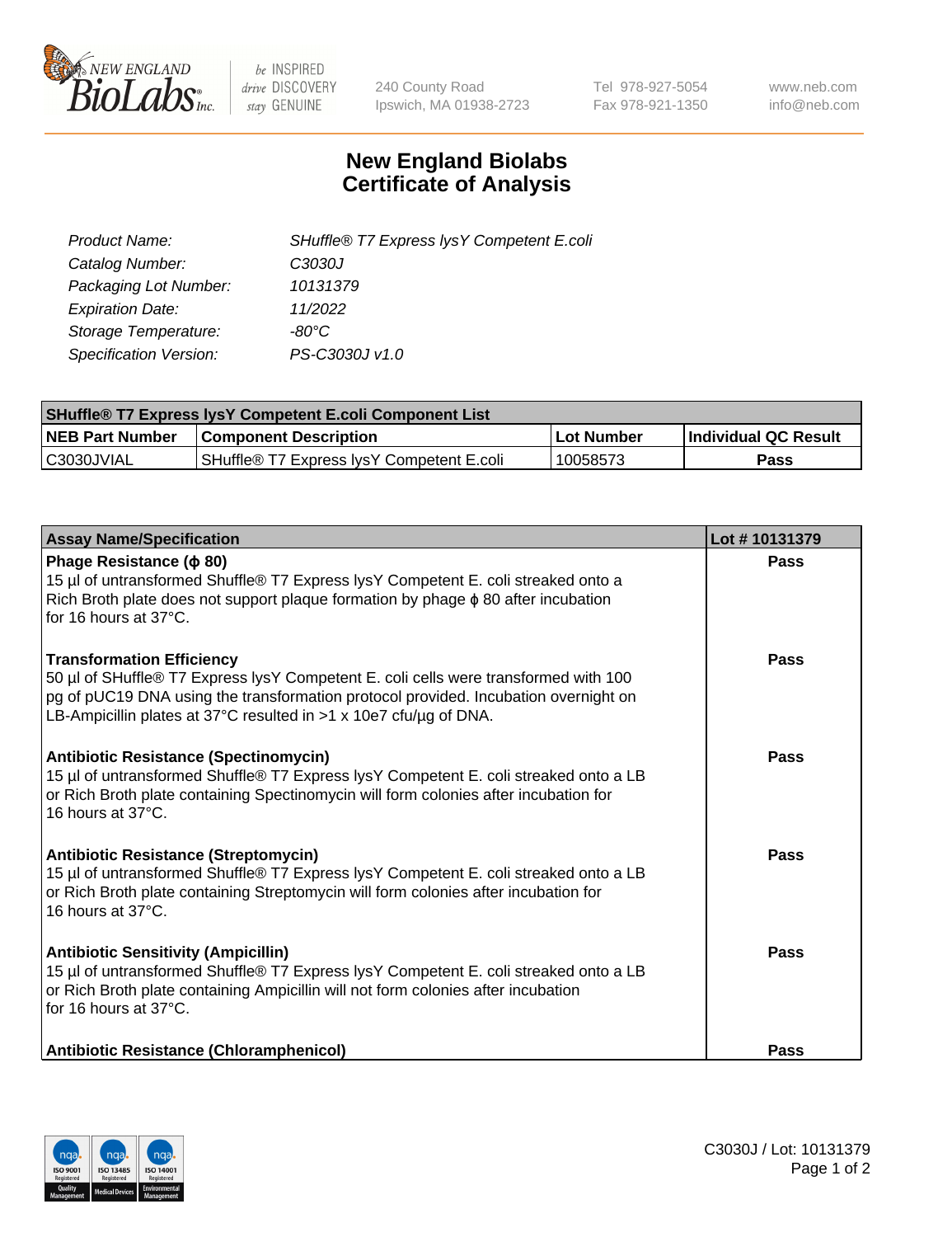# New England Biolabs Certificate of Analysis

| | |
|---|---|
| *Product Name:* | *SHuffle® T7 Express lysY Competent E.coli* |
| *Catalog Number:* | *C3030J* |
| *Packaging Lot Number:* | *10131379* |
| *Expiration Date:* | *11/2022* |
| *Storage Temperature:* | *-80°C* |
| *Specification Version:* | *PS-C3030J v1.0* |

| SHuffle® T7 Express lysY Competent E.coli Component List | | | |
|---|---|---|---|
| **NEB Part Number** | **Component Description** | **Lot Number** | **Individual QC Result** |
| C3030JVIAL | SHuffle® T7 Express lysY Competent E.coli | 10058573 | **Pass** |

| Assay Name/Specification | Lot # 10131379 |
|---|---|
| **Phage Resistance (ϕ 80)**<br>15 µl of untransformed Shuffle® T7 Express lysY Competent E. coli streaked onto a Rich Broth plate does not support plaque formation by phage ϕ 80 after incubation for 16 hours at 37°C. | **Pass** |
| **Transformation Efficiency**<br>50 µl of SHuffle® T7 Express lysY Competent E. coli cells were transformed with 100 pg of pUC19 DNA using the transformation protocol provided. Incubation overnight on LB-Ampicillin plates at 37°C resulted in >1 x 10e7 cfu/µg of DNA. | **Pass** |
| **Antibiotic Resistance (Spectinomycin)**<br>15 µl of untransformed Shuffle® T7 Express lysY Competent E. coli streaked onto a LB or Rich Broth plate containing Spectinomycin will form colonies after incubation for 16 hours at 37°C. | **Pass** |
| **Antibiotic Resistance (Streptomycin)**<br>15 µl of untransformed Shuffle® T7 Express lysY Competent E. coli streaked onto a LB or Rich Broth plate containing Streptomycin will form colonies after incubation for 16 hours at 37°C. | **Pass** |
| **Antibiotic Sensitivity (Ampicillin)**<br>15 µl of untransformed Shuffle® T7 Express lysY Competent E. coli streaked onto a LB or Rich Broth plate containing Ampicillin will not form colonies after incubation for 16 hours at 37°C. | **Pass** |
| **Antibiotic Resistance (Chloramphenicol)** | **Pass** |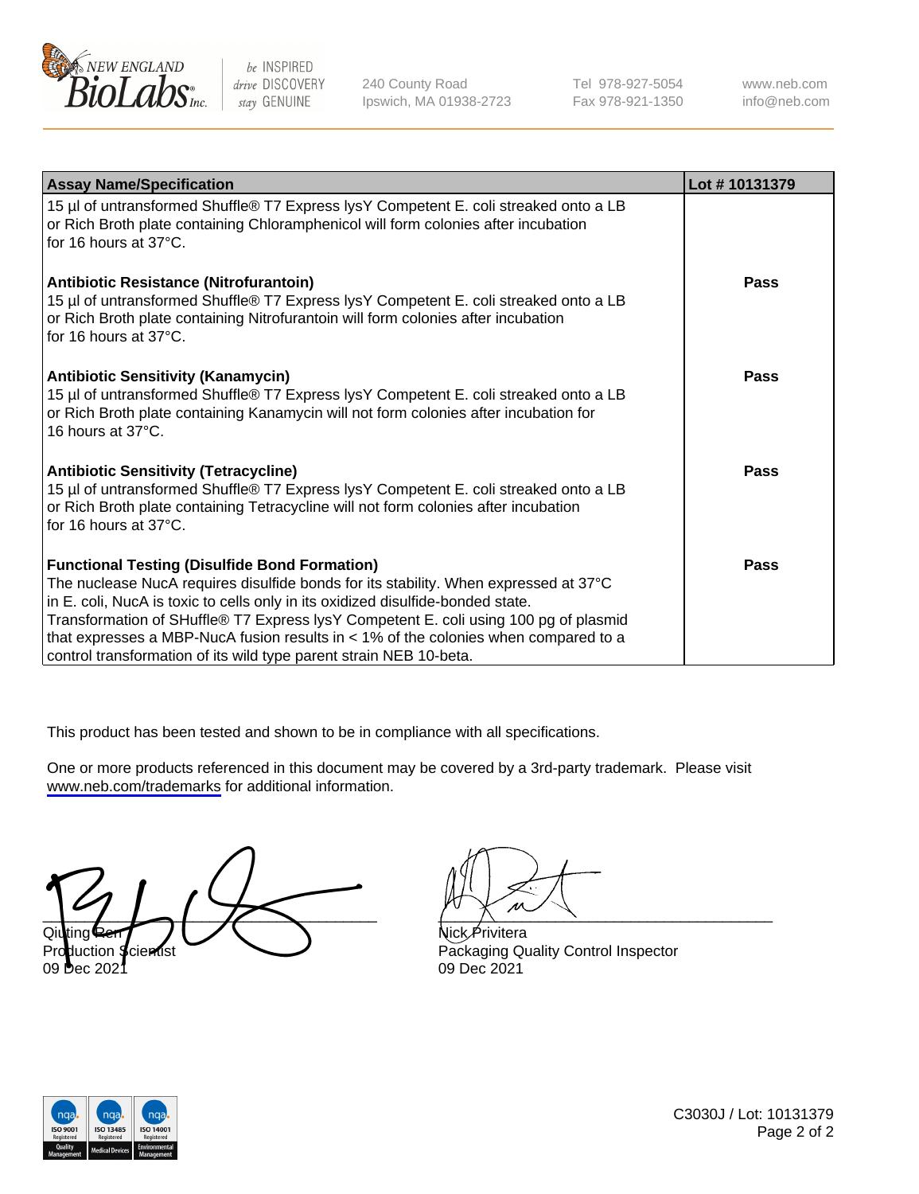NEW ENGLAND BioLabs Inc. | be INSPIRED drive DISCOVERY stay GENUINE | 240 County Road Ipswich, MA 01938-2723 | Tel 978-927-5054 Fax 978-921-1350 | www.neb.com info@neb.com

| Assay Name/Specification | Lot # 10131379 |
| --- | --- |
| 15 µl of untransformed Shuffle® T7 Express lysY Competent E. coli streaked onto a LB or Rich Broth plate containing Chloramphenicol will form colonies after incubation for 16 hours at 37°C. | |
| **Antibiotic Resistance (Nitrofurantoin)** 15 µl of untransformed Shuffle® T7 Express lysY Competent E. coli streaked onto a LB or Rich Broth plate containing Nitrofurantoin will form colonies after incubation for 16 hours at 37°C. | **Pass** |
| **Antibiotic Sensitivity (Kanamycin)** 15 µl of untransformed Shuffle® T7 Express lysY Competent E. coli streaked onto a LB or Rich Broth plate containing Kanamycin will not form colonies after incubation for 16 hours at 37°C. | **Pass** |
| **Antibiotic Sensitivity (Tetracycline)** 15 µl of untransformed Shuffle® T7 Express lysY Competent E. coli streaked onto a LB or Rich Broth plate containing Tetracycline will not form colonies after incubation for 16 hours at 37°C. | **Pass** |
| **Functional Testing (Disulfide Bond Formation)** The nuclease NucA requires disulfide bonds for its stability. When expressed at 37°C in E. coli, NucA is toxic to cells only in its oxidized disulfide-bonded state. Transformation of SHuffle® T7 Express lysY Competent E. coli using 100 pg of plasmid that expresses a MBP-NucA fusion results in < 1% of the colonies when compared to a control transformation of its wild type parent strain NEB 10-beta. | **Pass** |

This product has been tested and shown to be in compliance with all specifications.

One or more products referenced in this document may be covered by a 3rd-party trademark. Please visit www.neb.com/trademarks for additional information.

Qiuting Ren
Production Scientist
09 Dec 2021

Nick Privitera
Packaging Quality Control Inspector
09 Dec 2021

C3030J / Lot: 10131379